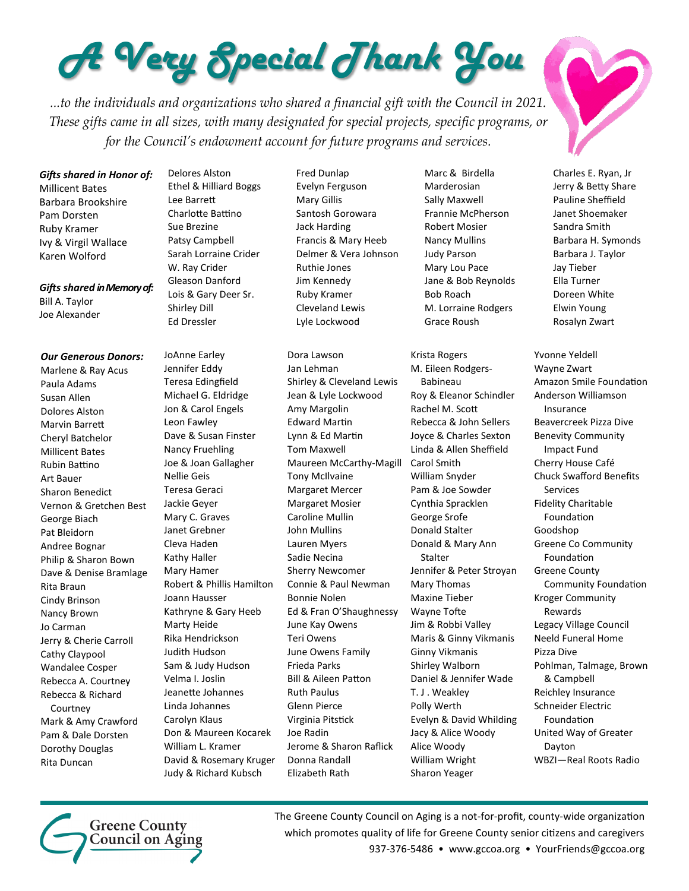# A Very Special Thank You

*...to the individuals and organizations who shared a financial gift with the Council in 2021. These gifts came in all sizes, with many designated for special projects, specific programs, or for the Council's endowment account for future programs and services.*

***Gifts shared in Honor of:***

Millicent Bates
Barbara Brookshire
Pam Dorsten
Ruby Kramer
Ivy & Virgil Wallace
Karen Wolford

***Gifts shared in Memory of:***

Bill A. Taylor
Joe Alexander
Delores Alston
Ethel & Hilliard Boggs
Lee Barrett
Charlotte Battino
Sue Brezine
Patsy Campbell
Sarah Lorraine Crider
W. Ray Crider
Gleason Danford
Lois & Gary Deer Sr.
Shirley Dill
Ed Dressler
Fred Dunlap
Evelyn Ferguson
Mary Gillis
Santosh Gorowara
Jack Harding
Francis & Mary Heeb
Delmer & Vera Johnson
Ruthie Jones
Jim Kennedy
Ruby Kramer
Cleveland Lewis
Lyle Lockwood
Marc & Birdella Marderosian
Sally Maxwell
Frannie McPherson
Robert Mosier
Nancy Mullins
Judy Parson
Mary Lou Pace
Jane & Bob Reynolds
Bob Roach
M. Lorraine Rodgers
Grace Roush
Charles E. Ryan, Jr
Jerry & Betty Share
Pauline Sheffield
Janet Shoemaker
Sandra Smith
Barbara H. Symonds
Barbara J. Taylor
Jay Tieber
Ella Turner
Doreen White
Elwin Young
Rosalyn Zwart

***Our Generous Donors:***

Marlene & Ray Acus
Paula Adams
Susan Allen
Dolores Alston
Marvin Barrett
Cheryl Batchelor
Millicent Bates
Rubin Battino
Art Bauer
Sharon Benedict
Vernon & Gretchen Best
George Biach
Pat Bleidorn
Andree Bognar
Philip & Sharon Bown
Dave & Denise Bramlage
Rita Braun
Cindy Brinson
Nancy Brown
Jo Carman
Jerry & Cherie Carroll
Cathy Claypool
Wandalee Cosper
Rebecca A. Courtney
Rebecca & Richard Courtney
Mark & Amy Crawford
Pam & Dale Dorsten
Dorothy Douglas
Rita Duncan
JoAnne Earley
Jennifer Eddy
Teresa Edingfield
Michael G. Eldridge
Jon & Carol Engels
Leon Fawley
Dave & Susan Finster
Nancy Fruehling
Joe & Joan Gallagher
Nellie Geis
Teresa Geraci
Jackie Geyer
Mary C. Graves
Janet Grebner
Cleva Haden
Kathy Haller
Mary Hamer
Robert & Phillis Hamilton
Joann Hausser
Kathryne & Gary Heeb
Marty Heide
Rika Hendrickson
Judith Hudson
Sam & Judy Hudson
Velma I. Joslin
Jeanette Johannes
Linda Johannes
Carolyn Klaus
Don & Maureen Kocarek
William L. Kramer
David & Rosemary Kruger
Judy & Richard Kubsch
Dora Lawson
Jan Lehman
Shirley & Cleveland Lewis
Jean & Lyle Lockwood
Amy Margolin
Edward Martin
Lynn & Ed Martin
Tom Maxwell
Maureen McCarthy-Magill
Tony McIlvaine
Margaret Mercer
Margaret Mosier
Caroline Mullin
John Mullins
Lauren Myers
Sadie Necina
Sherry Newcomer
Connie & Paul Newman
Bonnie Nolen
Ed & Fran O'Shaughnessy
June Kay Owens
Teri Owens
June Owens Family
Frieda Parks
Bill & Aileen Patton
Ruth Paulus
Glenn Pierce
Virginia Pitstick
Joe Radin
Jerome & Sharon Raflick
Donna Randall
Elizabeth Rath
Krista Rogers
M. Eileen Rodgers-Babineau
Roy & Eleanor Schindler
Rachel M. Scott
Rebecca & John Sellers
Joyce & Charles Sexton
Linda & Allen Sheffield
Carol Smith
William Snyder
Pam & Joe Sowder
Cynthia Spracklen
George Srofe
Donald Stalter
Donald & Mary Ann Stalter
Jennifer & Peter Stroyan
Mary Thomas
Maxine Tieber
Wayne Tofte
Jim & Robbi Valley
Maris & Ginny Vikmanis
Ginny Vikmanis
Shirley Walborn
Daniel & Jennifer Wade
T. J . Weakley
Polly Werth
Evelyn & David Whilding
Jacy & Alice Woody
Alice Woody
William Wright
Sharon Yeager
Yvonne Yeldell
Wayne Zwart
Amazon Smile Foundation
Anderson Williamson Insurance
Beavercreek Pizza Dive
Benevity Community Impact Fund
Cherry House Café
Chuck Swafford Benefits Services
Fidelity Charitable Foundation
Goodshop
Greene Co Community Foundation
Greene County Community Foundation
Kroger Community Rewards
Legacy Village Council
Neeld Funeral Home
Pizza Dive
Pohlman, Talmage, Brown & Campbell
Reichley Insurance
Schneider Electric Foundation
United Way of Greater Dayton
WBZI—Real Roots Radio

Greene County Council on Aging

The Greene County Council on Aging is a not-for-profit, county-wide organization which promotes quality of life for Greene County senior citizens and caregivers
937-376-5486 • www.gccoa.org • YourFriends@gccoa.org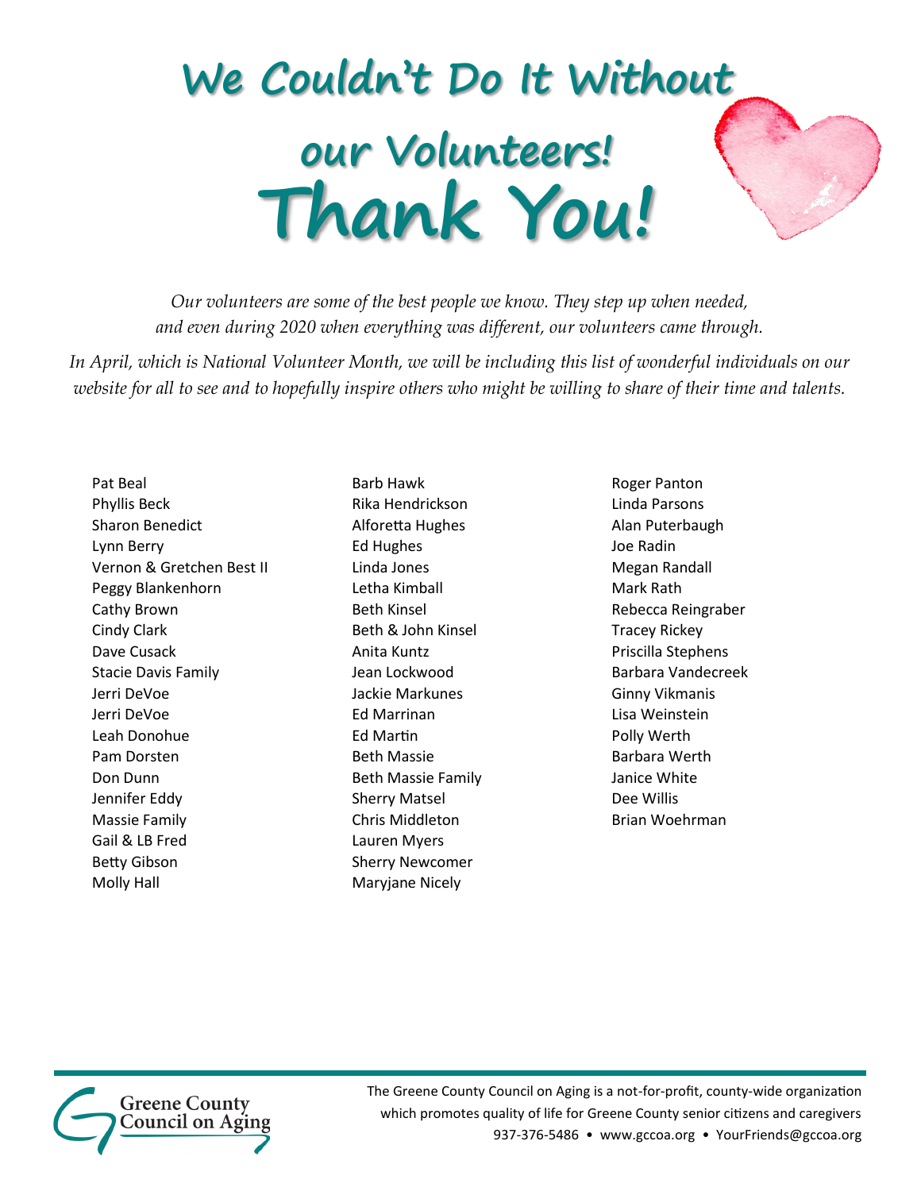# We Couldn't Do It Without our Volunteers!

# Thank You!

*Our volunteers are some of the best people we know. They step up when needed, and even during 2020 when everything was different, our volunteers came through.*

*In April, which is National Volunteer Month, we will be including this list of wonderful individuals on our website for all to see and to hopefully inspire others who might be willing to share of their time and talents.*

Pat Beal
Phyllis Beck
Sharon Benedict
Lynn Berry
Vernon & Gretchen Best II
Peggy Blankenhorn
Cathy Brown
Cindy Clark
Dave Cusack
Stacie Davis Family
Jerri DeVoe
Jerri DeVoe
Leah Donohue
Pam Dorsten
Don Dunn
Jennifer Eddy
Massie Family
Gail & LB Fred
Betty Gibson
Molly Hall
Barb Hawk
Rika Hendrickson
Alforetta Hughes
Ed Hughes
Linda Jones
Letha Kimball
Beth Kinsel
Beth & John Kinsel
Anita Kuntz
Jean Lockwood
Jackie Markunes
Ed Marrinan
Ed Martin
Beth Massie
Beth Massie Family
Sherry Matsel
Chris Middleton
Lauren Myers
Sherry Newcomer
Maryjane Nicely
Roger Panton
Linda Parsons
Alan Puterbaugh
Joe Radin
Megan Randall
Mark Rath
Rebecca Reingraber
Tracey Rickey
Priscilla Stephens
Barbara Vandecreek
Ginny Vikmanis
Lisa Weinstein
Polly Werth
Barbara Werth
Janice White
Dee Willis
Brian Woehrman

Greene County Council on Aging

The Greene County Council on Aging is a not-for-profit, county-wide organization which promotes quality of life for Greene County senior citizens and caregivers
937-376-5486 • www.gccoa.org • YourFriends@gccoa.org